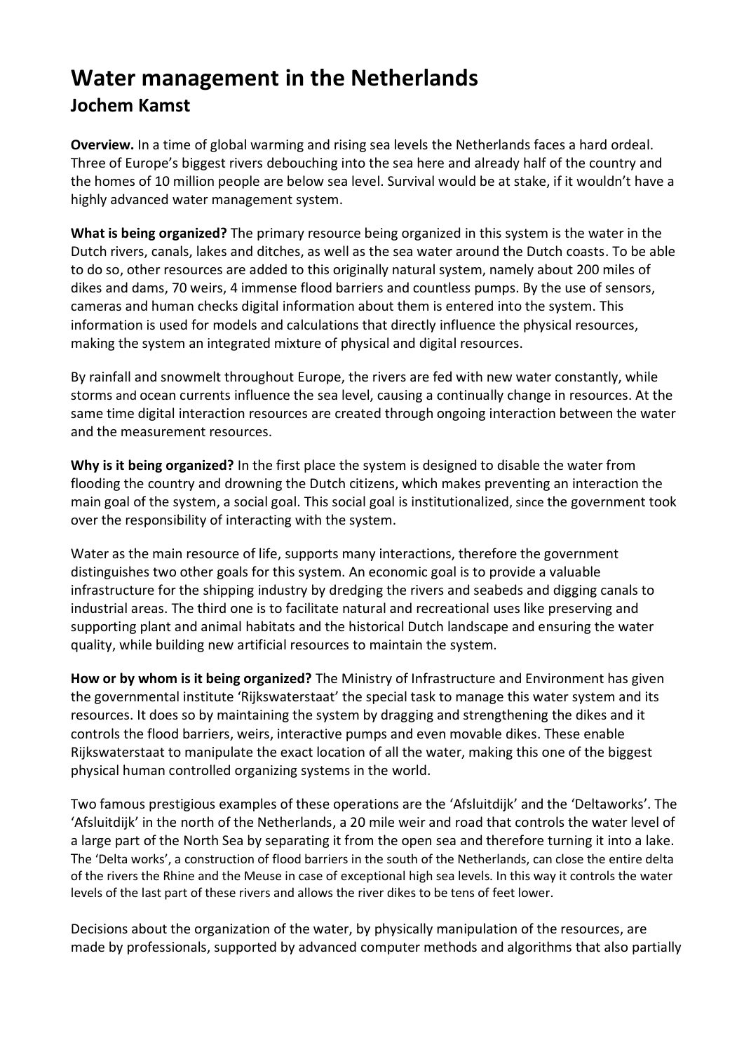# Water management in the Netherlands

## Jochem Kamst

**Overview.** In a time of global warming and rising sea levels the Netherlands faces a hard ordeal. Three of Europe's biggest rivers debouching into the sea here and already half of the country and the homes of 10 million people are below sea level. Survival would be at stake, if it wouldn't have a highly advanced water management system.

**What is being organized?** The primary resource being organized in this system is the water in the Dutch rivers, canals, lakes and ditches, as well as the sea water around the Dutch coasts. To be able to do so, other resources are added to this originally natural system, namely about 200 miles of dikes and dams, 70 weirs, 4 immense flood barriers and countless pumps. By the use of sensors, cameras and human checks digital information about them is entered into the system. This information is used for models and calculations that directly influence the physical resources, making the system an integrated mixture of physical and digital resources.

By rainfall and snowmelt throughout Europe, the rivers are fed with new water constantly, while storms and ocean currents influence the sea level, causing a continually change in resources. At the same time digital interaction resources are created through ongoing interaction between the water and the measurement resources.

**Why is it being organized?** In the first place the system is designed to disable the water from flooding the country and drowning the Dutch citizens, which makes preventing an interaction the main goal of the system, a social goal. This social goal is institutionalized, since the government took over the responsibility of interacting with the system.

Water as the main resource of life, supports many interactions, therefore the government distinguishes two other goals for this system. An economic goal is to provide a valuable infrastructure for the shipping industry by dredging the rivers and seabeds and digging canals to industrial areas. The third one is to facilitate natural and recreational uses like preserving and supporting plant and animal habitats and the historical Dutch landscape and ensuring the water quality, while building new artificial resources to maintain the system.

**How or by whom is it being organized?** The Ministry of Infrastructure and Environment has given the governmental institute 'Rijkswaterstaat' the special task to manage this water system and its resources. It does so by maintaining the system by dragging and strengthening the dikes and it controls the flood barriers, weirs, interactive pumps and even movable dikes. These enable Rijkswaterstaat to manipulate the exact location of all the water, making this one of the biggest physical human controlled organizing systems in the world.

Two famous prestigious examples of these operations are the 'Afsluitdijk' and the 'Deltaworks'. The 'Afsluitdijk' in the north of the Netherlands, a 20 mile weir and road that controls the water level of a large part of the North Sea by separating it from the open sea and therefore turning it into a lake. The 'Delta works', a construction of flood barriers in the south of the Netherlands, can close the entire delta of the rivers the Rhine and the Meuse in case of exceptional high sea levels. In this way it controls the water levels of the last part of these rivers and allows the river dikes to be tens of feet lower.

Decisions about the organization of the water, by physically manipulation of the resources, are made by professionals, supported by advanced computer methods and algorithms that also partially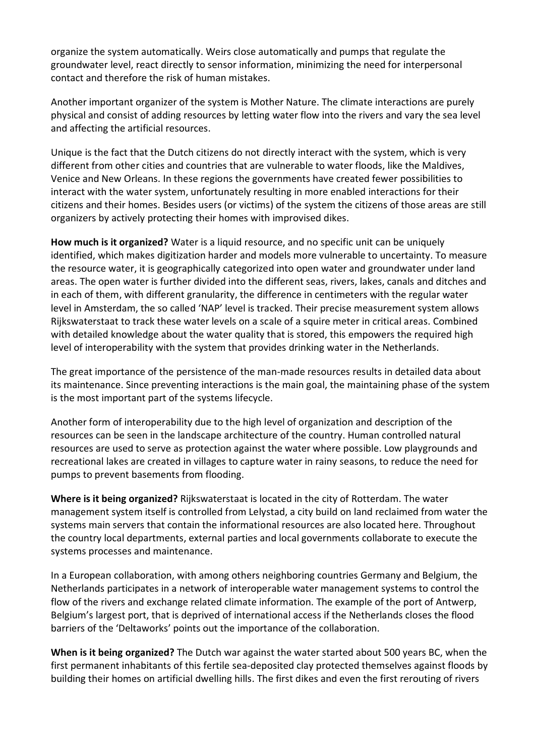organize the system automatically. Weirs close automatically and pumps that regulate the groundwater level, react directly to sensor information, minimizing the need for interpersonal contact and therefore the risk of human mistakes.

Another important organizer of the system is Mother Nature. The climate interactions are purely physical and consist of adding resources by letting water flow into the rivers and vary the sea level and affecting the artificial resources.

Unique is the fact that the Dutch citizens do not directly interact with the system, which is very different from other cities and countries that are vulnerable to water floods, like the Maldives, Venice and New Orleans. In these regions the governments have created fewer possibilities to interact with the water system, unfortunately resulting in more enabled interactions for their citizens and their homes. Besides users (or victims) of the system the citizens of those areas are still organizers by actively protecting their homes with improvised dikes.

**How much is it organized?** Water is a liquid resource, and no specific unit can be uniquely identified, which makes digitization harder and models more vulnerable to uncertainty. To measure the resource water, it is geographically categorized into open water and groundwater under land areas. The open water is further divided into the different seas, rivers, lakes, canals and ditches and in each of them, with different granularity, the difference in centimeters with the regular water level in Amsterdam, the so called 'NAP' level is tracked. Their precise measurement system allows Rijkswaterstaat to track these water levels on a scale of a squire meter in critical areas. Combined with detailed knowledge about the water quality that is stored, this empowers the required high level of interoperability with the system that provides drinking water in the Netherlands.

The great importance of the persistence of the man-made resources results in detailed data about its maintenance. Since preventing interactions is the main goal, the maintaining phase of the system is the most important part of the systems lifecycle.

Another form of interoperability due to the high level of organization and description of the resources can be seen in the landscape architecture of the country. Human controlled natural resources are used to serve as protection against the water where possible. Low playgrounds and recreational lakes are created in villages to capture water in rainy seasons, to reduce the need for pumps to prevent basements from flooding.

**Where is it being organized?** Rijkswaterstaat is located in the city of Rotterdam. The water management system itself is controlled from Lelystad, a city build on land reclaimed from water the systems main servers that contain the informational resources are also located here. Throughout the country local departments, external parties and local governments collaborate to execute the systems processes and maintenance.

In a European collaboration, with among others neighboring countries Germany and Belgium, the Netherlands participates in a network of interoperable water management systems to control the flow of the rivers and exchange related climate information. The example of the port of Antwerp, Belgium's largest port, that is deprived of international access if the Netherlands closes the flood barriers of the 'Deltaworks' points out the importance of the collaboration.

**When is it being organized?** The Dutch war against the water started about 500 years BC, when the first permanent inhabitants of this fertile sea-deposited clay protected themselves against floods by building their homes on artificial dwelling hills. The first dikes and even the first rerouting of rivers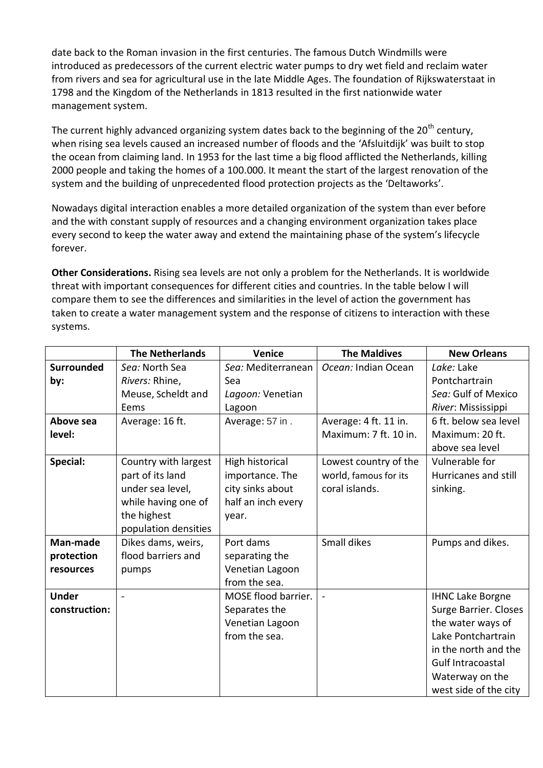date back to the Roman invasion in the first centuries. The famous Dutch Windmills were introduced as predecessors of the current electric water pumps to dry wet field and reclaim water from rivers and sea for agricultural use in the late Middle Ages. The foundation of Rijkswaterstaat in 1798 and the Kingdom of the Netherlands in 1813 resulted in the first nationwide water management system.

The current highly advanced organizing system dates back to the beginning of the 20th century, when rising sea levels caused an increased number of floods and the 'Afsluitdijk' was built to stop the ocean from claiming land. In 1953 for the last time a big flood afflicted the Netherlands, killing 2000 people and taking the homes of a 100.000. It meant the start of the largest renovation of the system and the building of unprecedented flood protection projects as the 'Deltaworks'.

Nowadays digital interaction enables a more detailed organization of the system than ever before and the with constant supply of resources and a changing environment organization takes place every second to keep the water away and extend the maintaining phase of the system's lifecycle forever.

**Other Considerations.** Rising sea levels are not only a problem for the Netherlands. It is worldwide threat with important consequences for different cities and countries. In the table below I will compare them to see the differences and similarities in the level of action the government has taken to create a water management system and the response of citizens to interaction with these systems.

| | The Netherlands | Venice | The Maldives | New Orleans |
|---|---|---|---|---|
| **Surrounded by:** | *Sea:* North Sea<br>*Rivers:* Rhine, Meuse, Scheldt and Eems | *Sea:* Mediterranean Sea<br>*Lagoon:* Venetian Lagoon | *Ocean:* Indian Ocean | *Lake:* Lake Pontchartrain<br>*Sea:* Gulf of Mexico<br>*River*: Mississippi |
| **Above sea level:** | Average: 16 ft. | Average: 57 in . | Average: 4 ft. 11 in.<br>Maximum: 7 ft. 10 in. | 6 ft. below sea level<br>Maximum: 20 ft. above sea level |
| **Special:** | Country with largest part of its land under sea level, while having one of the highest population densities | High historical importance. The city sinks about half an inch every year. | Lowest country of the world, famous for its coral islands. | Vulnerable for Hurricanes and still sinking. |
| **Man-made protection resources** | Dikes dams, weirs, flood barriers and pumps | Port dams separating the Venetian Lagoon from the sea. | Small dikes | Pumps and dikes. |
| **Under construction:** | - | MOSE flood barrier. Separates the Venetian Lagoon from the sea. | - | IHNC Lake Borgne Surge Barrier. Closes the water ways of Lake Pontchartrain in the north and the Gulf Intracoastal Waterway on the west side of the city |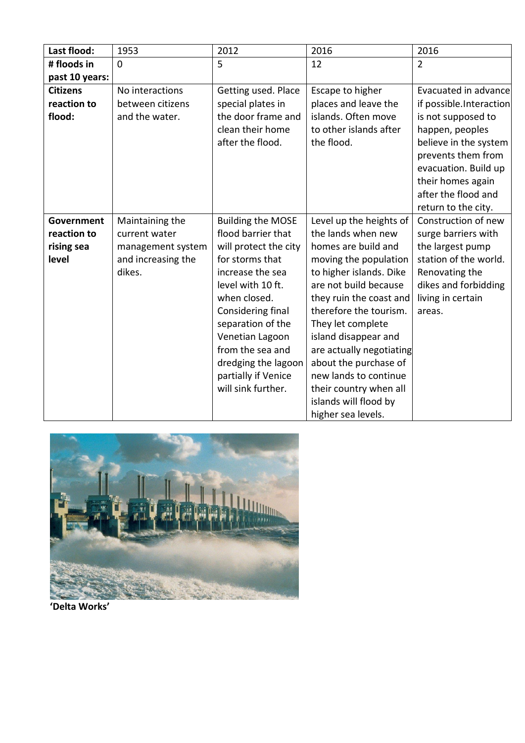| Last flood: | 1953 | 2012 | 2016 | 2016 |
|---|---|---|---|---|
| # floods in past 10 years: | 0 | 5 | 12 | 2 |
| Citizens reaction to flood: | No interactions between citizens and the water. | Getting used. Place special plates in the door frame and clean their home after the flood. | Escape to higher places and leave the islands. Often move to other islands after the flood. | Evacuated in advance if possible.Interaction is not supposed to happen, peoples believe in the system prevents them from evacuation. Build up their homes again after the flood and return to the city. |
| Government reaction to rising sea level | Maintaining the current water management system and increasing the dikes. | Building the MOSE flood barrier that will protect the city for storms that increase the sea level with 10 ft. when closed. Considering final separation of the Venetian Lagoon from the sea and dredging the lagoon partially if Venice will sink further. | Level up the heights of the lands when new homes are build and moving the population to higher islands. Dike are not build because they ruin the coast and therefore the tourism. They let complete island disappear and are actually negotiating about the purchase of new lands to continue their country when all islands will flood by higher sea levels. | Construction of new surge barriers with the largest pump station of the world. Renovating the dikes and forbidding living in certain areas. |

**'Delta Works'**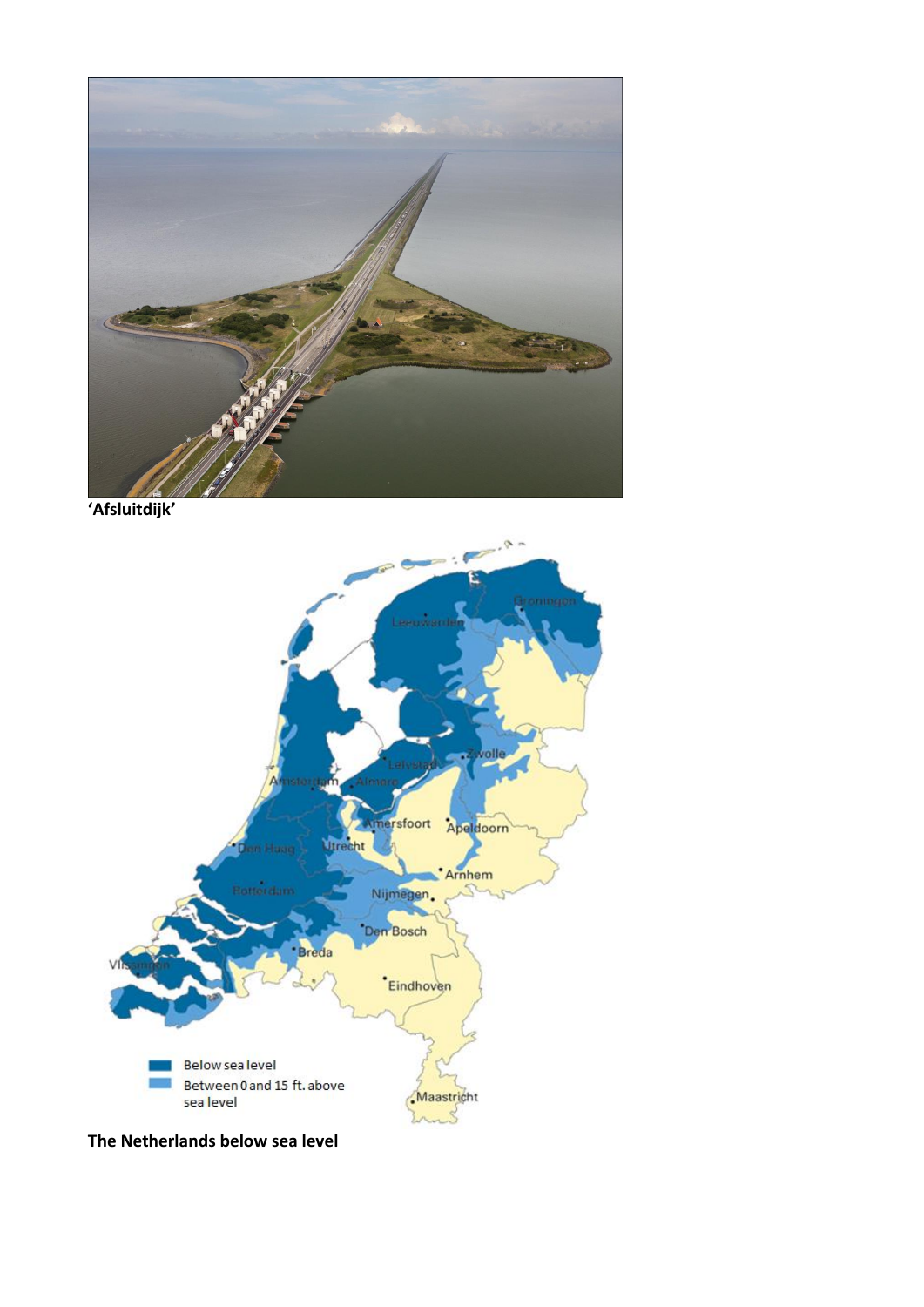**'Afsluitdijk'**

Below sea level

Between 0 and 15 ft. above sea level

**The Netherlands below sea level**